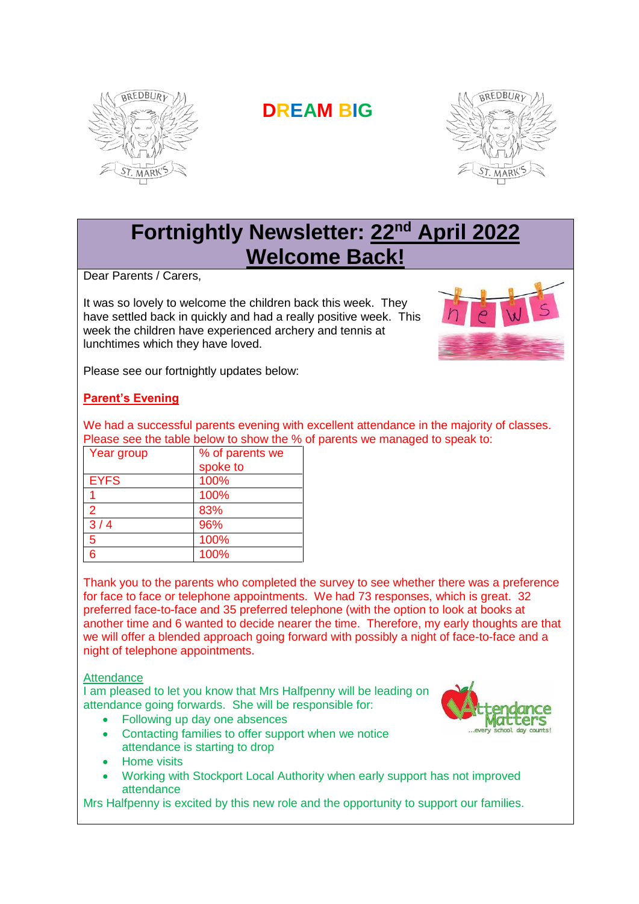# DREAM BIG

# Fortnightly Newsletter: 22nd April 2022
## Welcome Back!

Dear Parents / Carers,

It was so lovely to welcome the children back this week. They have settled back in quickly and had a really positive week. This week the children have experienced archery and tennis at lunchtimes which they have loved.

Please see our fortnightly updates below:

### Parent's Evening

We had a successful parents evening with excellent attendance in the majority of classes. Please see the table below to show the % of parents we managed to speak to:

| Year group | % of parents we spoke to |
|---|---|
| EYFS | 100% |
| 1 | 100% |
| 2 | 83% |
| 3 / 4 | 96% |
| 5 | 100% |
| 6 | 100% |

Thank you to the parents who completed the survey to see whether there was a preference for face to face or telephone appointments. We had 73 responses, which is great. 32 preferred face-to-face and 35 preferred telephone (with the option to look at books at another time and 6 wanted to decide nearer the time. Therefore, my early thoughts are that we will offer a blended approach going forward with possibly a night of face-to-face and a night of telephone appointments.

### Attendance

I am pleased to let you know that Mrs Halfpenny will be leading on attendance going forwards. She will be responsible for:

- Following up day one absences
- Contacting families to offer support when we notice attendance is starting to drop
- Home visits
- Working with Stockport Local Authority when early support has not improved attendance

Mrs Halfpenny is excited by this new role and the opportunity to support our families.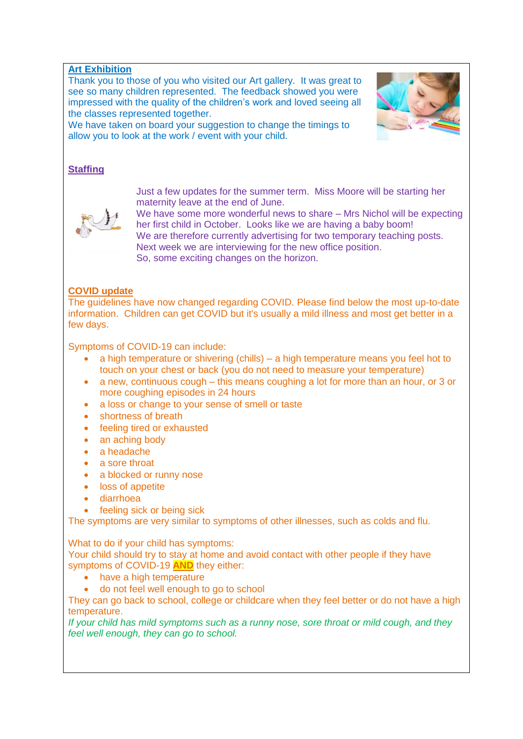## Art Exhibition

Thank you to those of you who visited our Art gallery. It was great to see so many children represented. The feedback showed you were impressed with the quality of the children's work and loved seeing all the classes represented together.

We have taken on board your suggestion to change the timings to allow you to look at the work / event with your child.

## Staffing

Just a few updates for the summer term. Miss Moore will be starting her maternity leave at the end of June.

We have some more wonderful news to share – Mrs Nichol will be expecting her first child in October. Looks like we are having a baby boom!

We are therefore currently advertising for two temporary teaching posts.

Next week we are interviewing for the new office position.

So, some exciting changes on the horizon.

## COVID update

The guidelines have now changed regarding COVID. Please find below the most up-to-date information. Children can get COVID but it's usually a mild illness and most get better in a few days.

Symptoms of COVID-19 can include:

- a high temperature or shivering (chills) – a high temperature means you feel hot to touch on your chest or back (you do not need to measure your temperature)
- a new, continuous cough – this means coughing a lot for more than an hour, or 3 or more coughing episodes in 24 hours
- a loss or change to your sense of smell or taste
- shortness of breath
- feeling tired or exhausted
- an aching body
- a headache
- a sore throat
- a blocked or runny nose
- loss of appetite
- diarrhoea
- feeling sick or being sick

The symptoms are very similar to symptoms of other illnesses, such as colds and flu.

What to do if your child has symptoms:

Your child should try to stay at home and avoid contact with other people if they have symptoms of COVID-19 **AND** they either:

- have a high temperature
- do not feel well enough to go to school

They can go back to school, college or childcare when they feel better or do not have a high temperature.

*If your child has mild symptoms such as a runny nose, sore throat or mild cough, and they feel well enough, they can go to school.*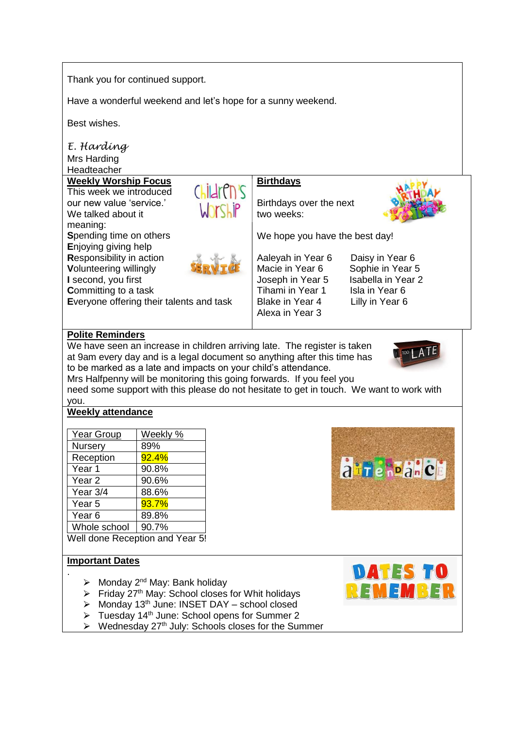Thank you for continued support.

Have a wonderful weekend and let's hope for a sunny weekend.

Best wishes.

*E. Harding*
Mrs Harding
Headteacher

## Weekly Worship Focus

This week we introduced our new value 'service.' We talked about it meaning:

**S**pending time on others
**E**njoying giving help
**R**esponsibility in action
**V**olunteering willingly
**I** second, you first
**C**ommitting to a task
**E**veryone offering their talents and task

## Birthdays

Birthdays over the next two weeks:

We hope you have the best day!

Aaleyah in Year 6
Macie in Year 6
Joseph in Year 5
Tihami in Year 1
Blake in Year 4
Alexa in Year 3
Daisy in Year 6
Sophie in Year 5
Isabella in Year 2
Isla in Year 6
Lilly in Year 6

## Polite Reminders

We have seen an increase in children arriving late. The register is taken at 9am every day and is a legal document so anything after this time has to be marked as a late and impacts on your child's attendance.
Mrs Halfpenny will be monitoring this going forwards. If you feel you need some support with this please do not hesitate to get in touch. We want to work with you.

## Weekly attendance

| Year Group | Weekly % |
|---|---|
| Nursery | 89% |
| Reception | 92.4% |
| Year 1 | 90.8% |
| Year 2 | 90.6% |
| Year 3/4 | 88.6% |
| Year 5 | 93.7% |
| Year 6 | 89.8% |
| Whole school | 90.7% |

Well done Reception and Year 5!

## Important Dates

- Monday 2nd May: Bank holiday
- Friday 27th May: School closes for Whit holidays
- Monday 13th June: INSET DAY – school closed
- Tuesday 14th June: School opens for Summer 2
- Wednesday 27th July: Schools closes for the Summer